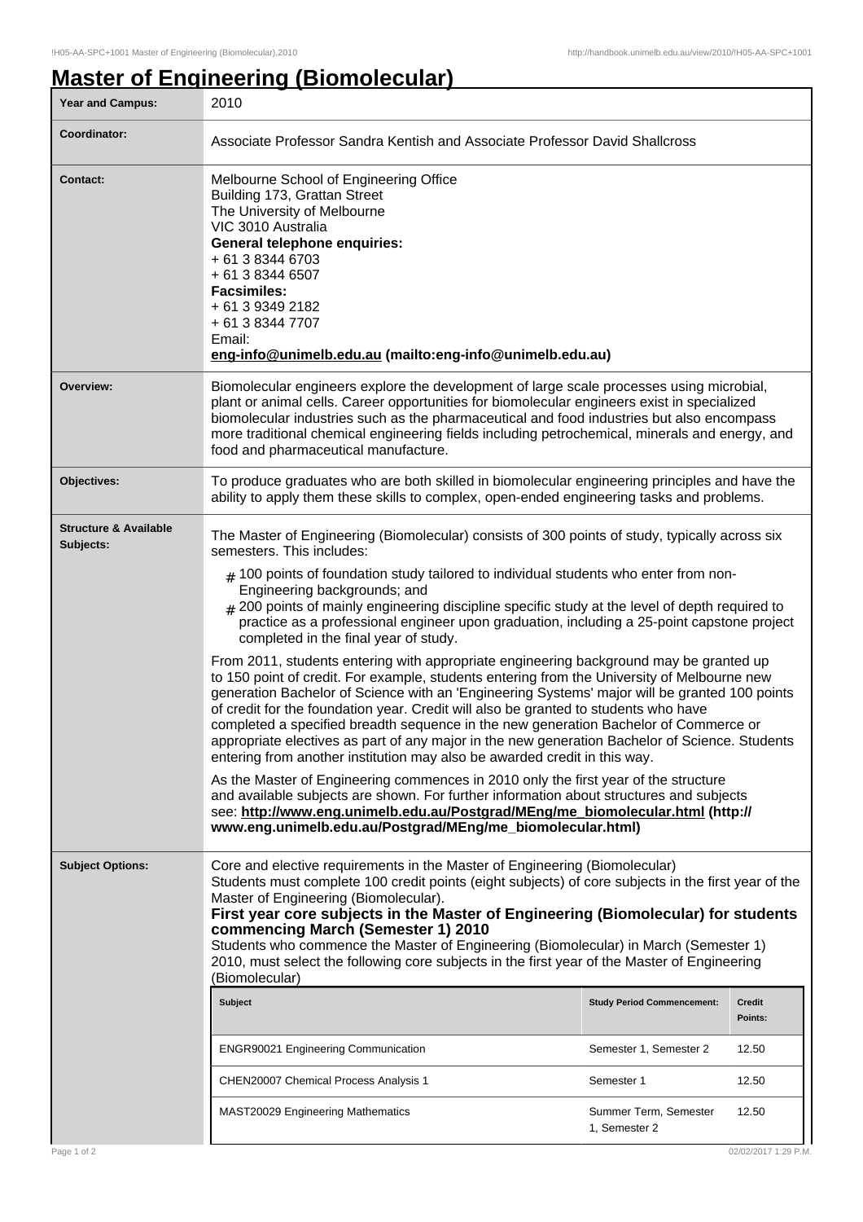# Master of Engineering (Biomolecular)

| Year and Campus: | 2010 |
|---|---|
| Coordinator: | Associate Professor Sandra Kentish and Associate Professor David Shallcross |
| Contact: | Melbourne School of Engineering Office<br>Building 173, Grattan Street<br>The University of Melbourne<br>VIC 3010 Australia<br>**General telephone enquiries:**<br>+ 61 3 8344 6703<br>+ 61 3 8344 6507<br>**Facsimiles:**<br>+ 61 3 9349 2182<br>+ 61 3 8344 7707<br>Email:<br>**eng-info@unimelb.edu.au (mailto:eng-info@unimelb.edu.au)** |
| Overview: | Biomolecular engineers explore the development of large scale processes using microbial, plant or animal cells. Career opportunities for biomolecular engineers exist in specialized biomolecular industries such as the pharmaceutical and food industries but also encompass more traditional chemical engineering fields including petrochemical, minerals and energy, and food and pharmaceutical manufacture. |
| Objectives: | To produce graduates who are both skilled in biomolecular engineering principles and have the ability to apply them these skills to complex, open-ended engineering tasks and problems. |

**Structure & Available Subjects:**

The Master of Engineering (Biomolecular) consists of 300 points of study, typically across six semesters. This includes:

- 100 points of foundation study tailored to individual students who enter from non-Engineering backgrounds; and
- 200 points of mainly engineering discipline specific study at the level of depth required to practice as a professional engineer upon graduation, including a 25-point capstone project completed in the final year of study.

From 2011, students entering with appropriate engineering background may be granted up to 150 point of credit. For example, students entering from the University of Melbourne new generation Bachelor of Science with an 'Engineering Systems' major will be granted 100 points of credit for the foundation year. Credit will also be granted to students who have completed a specified breadth sequence in the new generation Bachelor of Commerce or appropriate electives as part of any major in the new generation Bachelor of Science. Students entering from another institution may also be awarded credit in this way.

As the Master of Engineering commences in 2010 only the first year of the structure and available subjects are shown. For further information about structures and subjects see: **http://www.eng.unimelb.edu.au/Postgrad/MEng/me_biomolecular.html (http://www.eng.unimelb.edu.au/Postgrad/MEng/me_biomolecular.html)**

**Subject Options:**

Core and elective requirements in the Master of Engineering (Biomolecular)
Students must complete 100 credit points (eight subjects) of core subjects in the first year of the Master of Engineering (Biomolecular).

**First year core subjects in the Master of Engineering (Biomolecular) for students commencing March (Semester 1) 2010**

Students who commence the Master of Engineering (Biomolecular) in March (Semester 1) 2010, must select the following core subjects in the first year of the Master of Engineering (Biomolecular)

| Subject | Study Period Commencement: | Credit Points: |
|---|---|---|
| ENGR90021 Engineering Communication | Semester 1, Semester 2 | 12.50 |
| CHEN20007 Chemical Process Analysis 1 | Semester 1 | 12.50 |
| MAST20029 Engineering Mathematics | Summer Term, Semester 1, Semester 2 | 12.50 |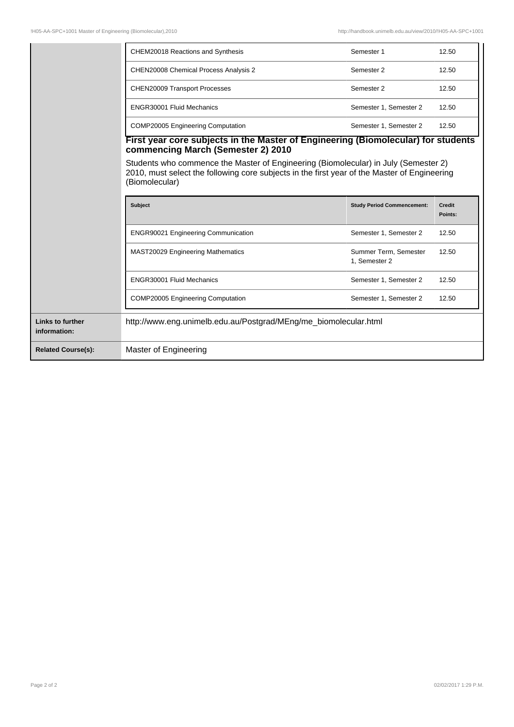| | | |
|---|---|---|
| CHEM20018 Reactions and Synthesis | Semester 1 | 12.50 |
| CHEN20008 Chemical Process Analysis 2 | Semester 2 | 12.50 |
| CHEN20009 Transport Processes | Semester 2 | 12.50 |
| ENGR30001 Fluid Mechanics | Semester 1, Semester 2 | 12.50 |
| COMP20005 Engineering Computation | Semester 1, Semester 2 | 12.50 |

## First year core subjects in the Master of Engineering (Biomolecular) for students commencing March (Semester 2) 2010

Students who commence the Master of Engineering (Biomolecular) in July (Semester 2) 2010, must select the following core subjects in the first year of the Master of Engineering (Biomolecular)

| Subject | Study Period Commencement: | Credit Points: |
|---|---|---|
| ENGR90021 Engineering Communication | Semester 1, Semester 2 | 12.50 |
| MAST20029 Engineering Mathematics | Summer Term, Semester 1, Semester 2 | 12.50 |
| ENGR30001 Fluid Mechanics | Semester 1, Semester 2 | 12.50 |
| COMP20005 Engineering Computation | Semester 1, Semester 2 | 12.50 |

| | |
|---|---|
| **Links to further information:** | http://www.eng.unimelb.edu.au/Postgrad/MEng/me_biomolecular.html |
| **Related Course(s):** | Master of Engineering |